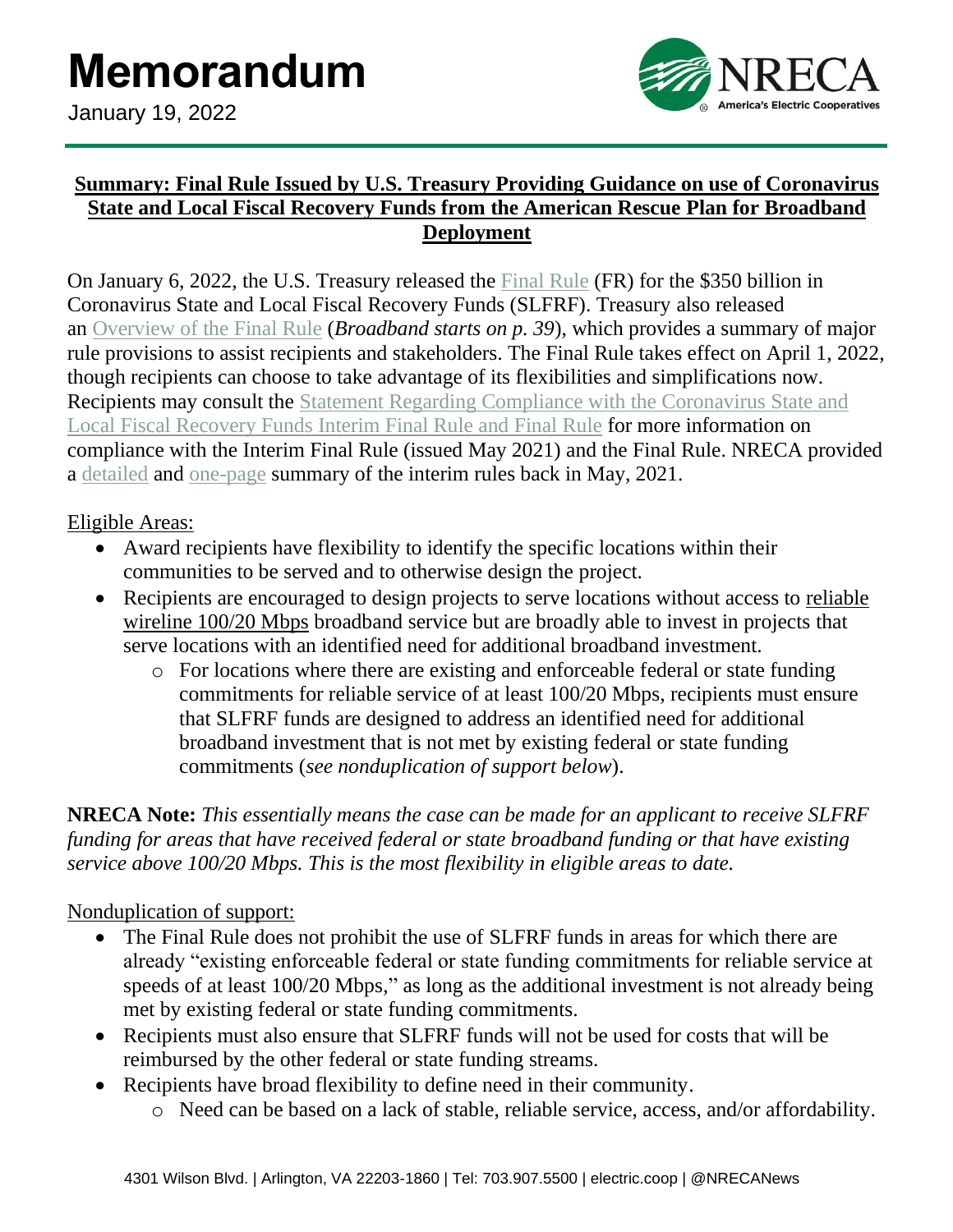# Memorandum

January 19, 2022

**Summary: Final Rule Issued by U.S. Treasury Providing Guidance on use of Coronavirus State and Local Fiscal Recovery Funds from the American Rescue Plan for Broadband Deployment**

On January 6, 2022, the U.S. Treasury released the Final Rule (FR) for the $350 billion in Coronavirus State and Local Fiscal Recovery Funds (SLFRF). Treasury also released an Overview of the Final Rule (*Broadband starts on p. 39*), which provides a summary of major rule provisions to assist recipients and stakeholders. The Final Rule takes effect on April 1, 2022, though recipients can choose to take advantage of its flexibilities and simplifications now. Recipients may consult the Statement Regarding Compliance with the Coronavirus State and Local Fiscal Recovery Funds Interim Final Rule and Final Rule for more information on compliance with the Interim Final Rule (issued May 2021) and the Final Rule. NRECA provided a detailed and one-page summary of the interim rules back in May, 2021.

Eligible Areas:

- Award recipients have flexibility to identify the specific locations within their communities to be served and to otherwise design the project.
- Recipients are encouraged to design projects to serve locations without access to reliable wireline 100/20 Mbps broadband service but are broadly able to invest in projects that serve locations with an identified need for additional broadband investment.
  - For locations where there are existing and enforceable federal or state funding commitments for reliable service of at least 100/20 Mbps, recipients must ensure that SLFRF funds are designed to address an identified need for additional broadband investment that is not met by existing federal or state funding commitments (*see nonduplication of support below*).

**NRECA Note:** *This essentially means the case can be made for an applicant to receive SLFRF funding for areas that have received federal or state broadband funding or that have existing service above 100/20 Mbps. This is the most flexibility in eligible areas to date.*

Nonduplication of support:

- The Final Rule does not prohibit the use of SLFRF funds in areas for which there are already "existing enforceable federal or state funding commitments for reliable service at speeds of at least 100/20 Mbps," as long as the additional investment is not already being met by existing federal or state funding commitments.
- Recipients must also ensure that SLFRF funds will not be used for costs that will be reimbursed by the other federal or state funding streams.
- Recipients have broad flexibility to define need in their community.
  - Need can be based on a lack of stable, reliable service, access, and/or affordability.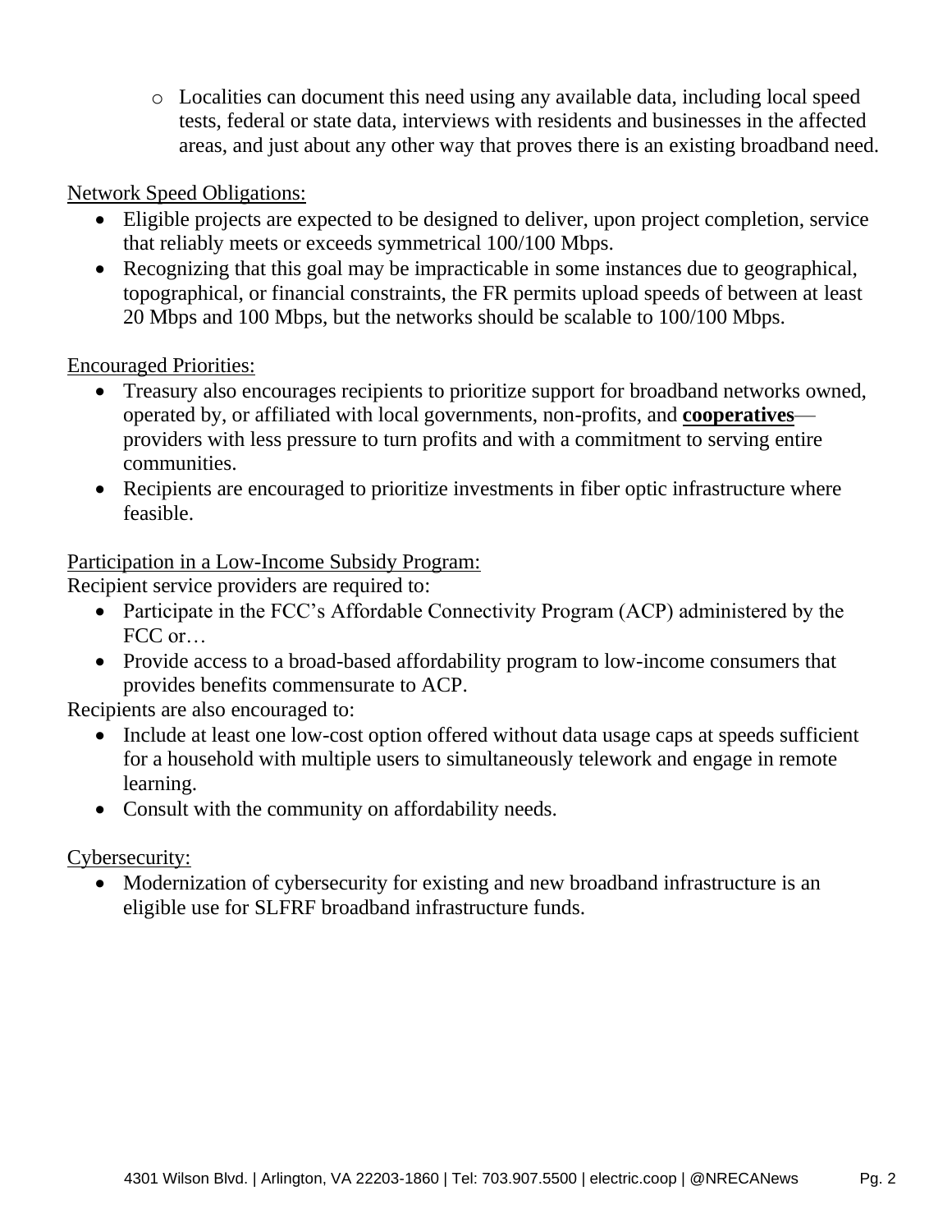- Localities can document this need using any available data, including local speed tests, federal or state data, interviews with residents and businesses in the affected areas, and just about any other way that proves there is an existing broadband need.

<u>Network Speed Obligations:</u>

- Eligible projects are expected to be designed to deliver, upon project completion, service that reliably meets or exceeds symmetrical 100/100 Mbps.
- Recognizing that this goal may be impracticable in some instances due to geographical, topographical, or financial constraints, the FR permits upload speeds of between at least 20 Mbps and 100 Mbps, but the networks should be scalable to 100/100 Mbps.

<u>Encouraged Priorities:</u>

- Treasury also encourages recipients to prioritize support for broadband networks owned, operated by, or affiliated with local governments, non-profits, and **<u>cooperatives</u>**—providers with less pressure to turn profits and with a commitment to serving entire communities.
- Recipients are encouraged to prioritize investments in fiber optic infrastructure where feasible.

<u>Participation in a Low-Income Subsidy Program:</u>

Recipient service providers are required to:

- Participate in the FCC's Affordable Connectivity Program (ACP) administered by the FCC or…
- Provide access to a broad-based affordability program to low-income consumers that provides benefits commensurate to ACP.

Recipients are also encouraged to:

- Include at least one low-cost option offered without data usage caps at speeds sufficient for a household with multiple users to simultaneously telework and engage in remote learning.
- Consult with the community on affordability needs.

<u>Cybersecurity:</u>

- Modernization of cybersecurity for existing and new broadband infrastructure is an eligible use for SLFRF broadband infrastructure funds.